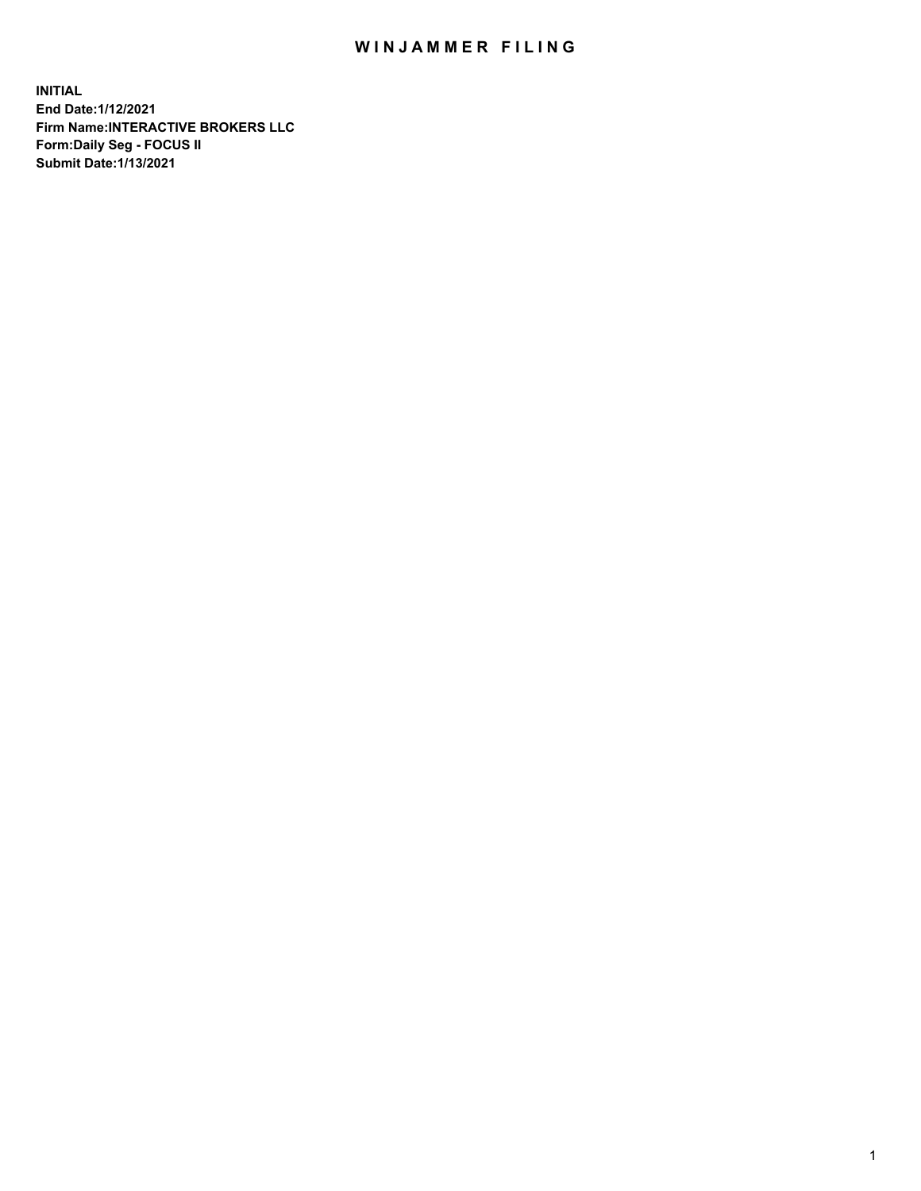# WINJAMMER FILING

**INITIAL**
**End Date:1/12/2021**
**Firm Name:INTERACTIVE BROKERS LLC**
**Form:Daily Seg - FOCUS II**
**Submit Date:1/13/2021**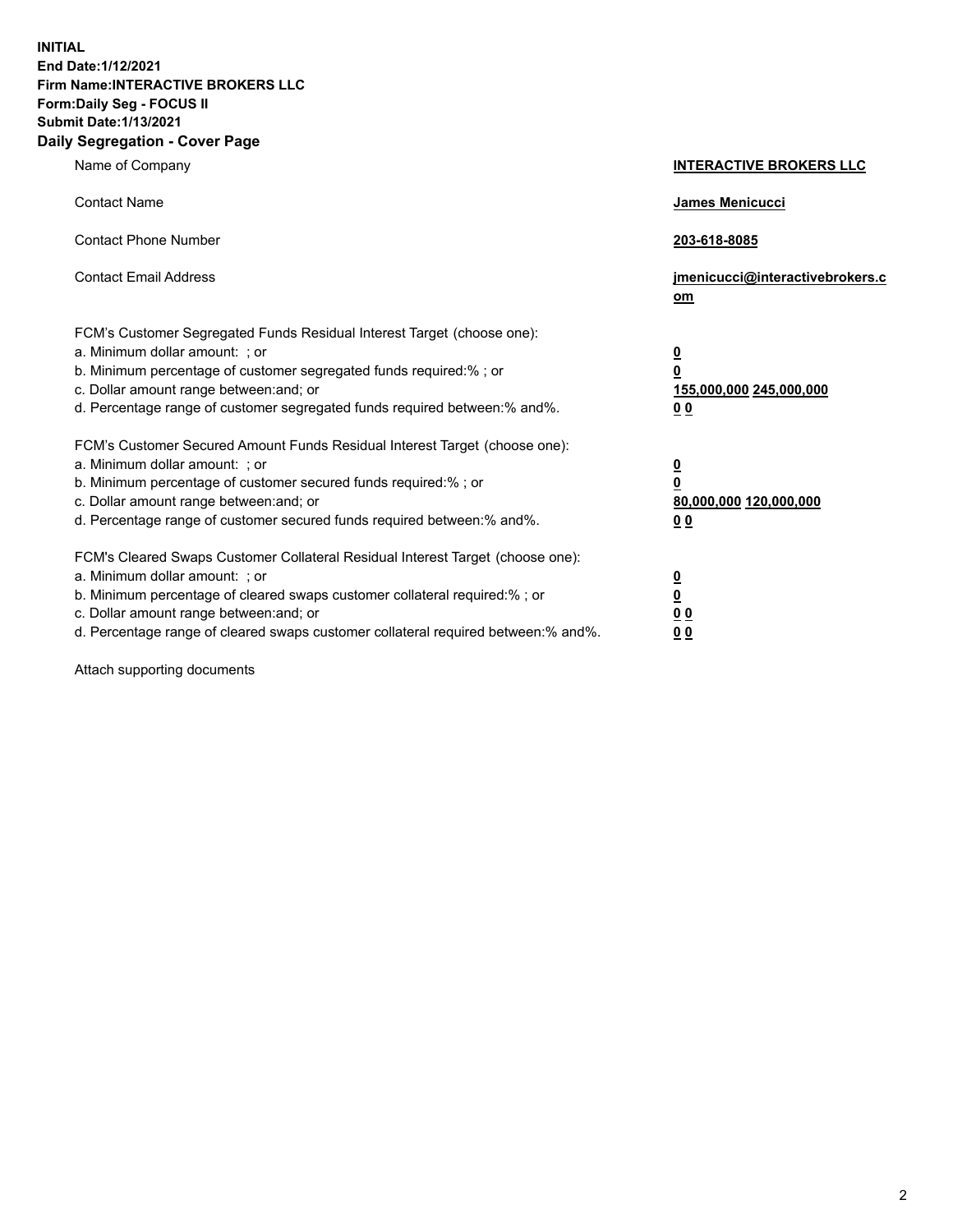**INITIAL**
**End Date:1/12/2021**
**Firm Name:INTERACTIVE BROKERS LLC**
**Form:Daily Seg - FOCUS II**
**Submit Date:1/13/2021**
**Daily Segregation - Cover Page**

| | |
|---|---|
| Name of Company | **INTERACTIVE BROKERS LLC** |
| Contact Name | **James Menicucci** |
| Contact Phone Number | **203-618-8085** |
| Contact Email Address | **jmenicucci@interactivebrokers.com** |
| FCM's Customer Segregated Funds Residual Interest Target (choose one): | |
| a. Minimum dollar amount: ; or | **0** |
| b. Minimum percentage of customer segregated funds required:% ; or | **0** |
| c. Dollar amount range between:and; or | **155,000,000 245,000,000** |
| d. Percentage range of customer segregated funds required between:% and%. | **0 0** |
| FCM's Customer Secured Amount Funds Residual Interest Target (choose one): | |
| a. Minimum dollar amount: ; or | **0** |
| b. Minimum percentage of customer secured funds required:% ; or | **0** |
| c. Dollar amount range between:and; or | **80,000,000 120,000,000** |
| d. Percentage range of customer secured funds required between:% and%. | **0 0** |
| FCM's Cleared Swaps Customer Collateral Residual Interest Target (choose one): | |
| a. Minimum dollar amount: ; or | **0** |
| b. Minimum percentage of cleared swaps customer collateral required:% ; or | **0** |
| c. Dollar amount range between:and; or | **0 0** |
| d. Percentage range of cleared swaps customer collateral required between:% and%. | **0 0** |

Attach supporting documents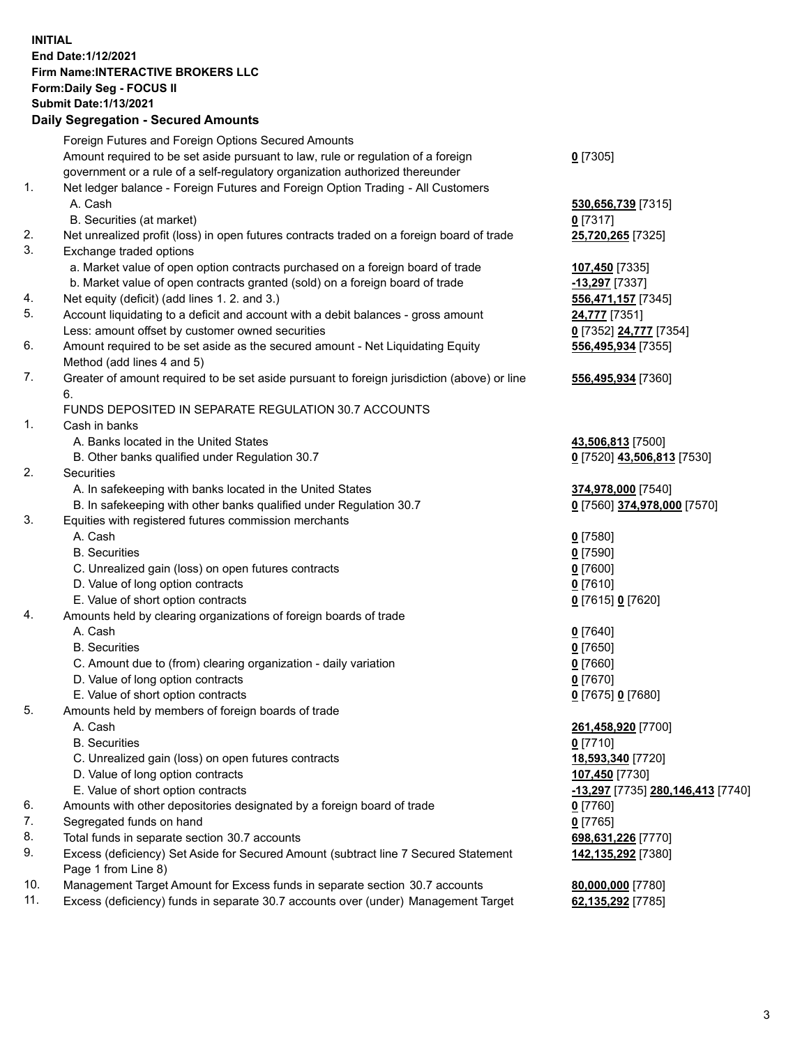**INITIAL**
**End Date:1/12/2021**
**Firm Name:INTERACTIVE BROKERS LLC**
**Form:Daily Seg - FOCUS II**
**Submit Date:1/13/2021**

## Daily Segregation - Secured Amounts

| | | |
|---|---|---|
| | Foreign Futures and Foreign Options Secured Amounts | |
| | Amount required to be set aside pursuant to law, rule or regulation of a foreign government or a rule of a self-regulatory organization authorized thereunder | **0** [7305] |
| 1. | Net ledger balance - Foreign Futures and Foreign Option Trading - All Customers | |
| | A. Cash | **530,656,739** [7315] |
| | B. Securities (at market) | **0** [7317] |
| 2. | Net unrealized profit (loss) in open futures contracts traded on a foreign board of trade | **25,720,265** [7325] |
| 3. | Exchange traded options | |
| | a. Market value of open option contracts purchased on a foreign board of trade | **107,450** [7335] |
| | b. Market value of open contracts granted (sold) on a foreign board of trade | **-13,297** [7337] |
| 4. | Net equity (deficit) (add lines 1. 2. and 3.) | **556,471,157** [7345] |
| 5. | Account liquidating to a deficit and account with a debit balances - gross amount | **24,777** [7351] |
| | Less: amount offset by customer owned securities | **0** [7352] **24,777** [7354] |
| 6. | Amount required to be set aside as the secured amount - Net Liquidating Equity Method (add lines 4 and 5) | **556,495,934** [7355] |
| 7. | Greater of amount required to be set aside pursuant to foreign jurisdiction (above) or line 6. | **556,495,934** [7360] |
| | FUNDS DEPOSITED IN SEPARATE REGULATION 30.7 ACCOUNTS | |
| 1. | Cash in banks | |
| | A. Banks located in the United States | **43,506,813** [7500] |
| | B. Other banks qualified under Regulation 30.7 | **0** [7520] **43,506,813** [7530] |
| 2. | Securities | |
| | A. In safekeeping with banks located in the United States | **374,978,000** [7540] |
| | B. In safekeeping with other banks qualified under Regulation 30.7 | **0** [7560] **374,978,000** [7570] |
| 3. | Equities with registered futures commission merchants | |
| | A. Cash | **0** [7580] |
| | B. Securities | **0** [7590] |
| | C. Unrealized gain (loss) on open futures contracts | **0** [7600] |
| | D. Value of long option contracts | **0** [7610] |
| | E. Value of short option contracts | **0** [7615] **0** [7620] |
| 4. | Amounts held by clearing organizations of foreign boards of trade | |
| | A. Cash | **0** [7640] |
| | B. Securities | **0** [7650] |
| | C. Amount due to (from) clearing organization - daily variation | **0** [7660] |
| | D. Value of long option contracts | **0** [7670] |
| | E. Value of short option contracts | **0** [7675] **0** [7680] |
| 5. | Amounts held by members of foreign boards of trade | |
| | A. Cash | **261,458,920** [7700] |
| | B. Securities | **0** [7710] |
| | C. Unrealized gain (loss) on open futures contracts | **18,593,340** [7720] |
| | D. Value of long option contracts | **107,450** [7730] |
| | E. Value of short option contracts | **-13,297** [7735] **280,146,413** [7740] |
| 6. | Amounts with other depositories designated by a foreign board of trade | **0** [7760] |
| 7. | Segregated funds on hand | **0** [7765] |
| 8. | Total funds in separate section 30.7 accounts | **698,631,226** [7770] |
| 9. | Excess (deficiency) Set Aside for Secured Amount (subtract line 7 Secured Statement Page 1 from Line 8) | **142,135,292** [7380] |
| 10. | Management Target Amount for Excess funds in separate section 30.7 accounts | **80,000,000** [7780] |
| 11. | Excess (deficiency) funds in separate 30.7 accounts over (under) Management Target | **62,135,292** [7785] |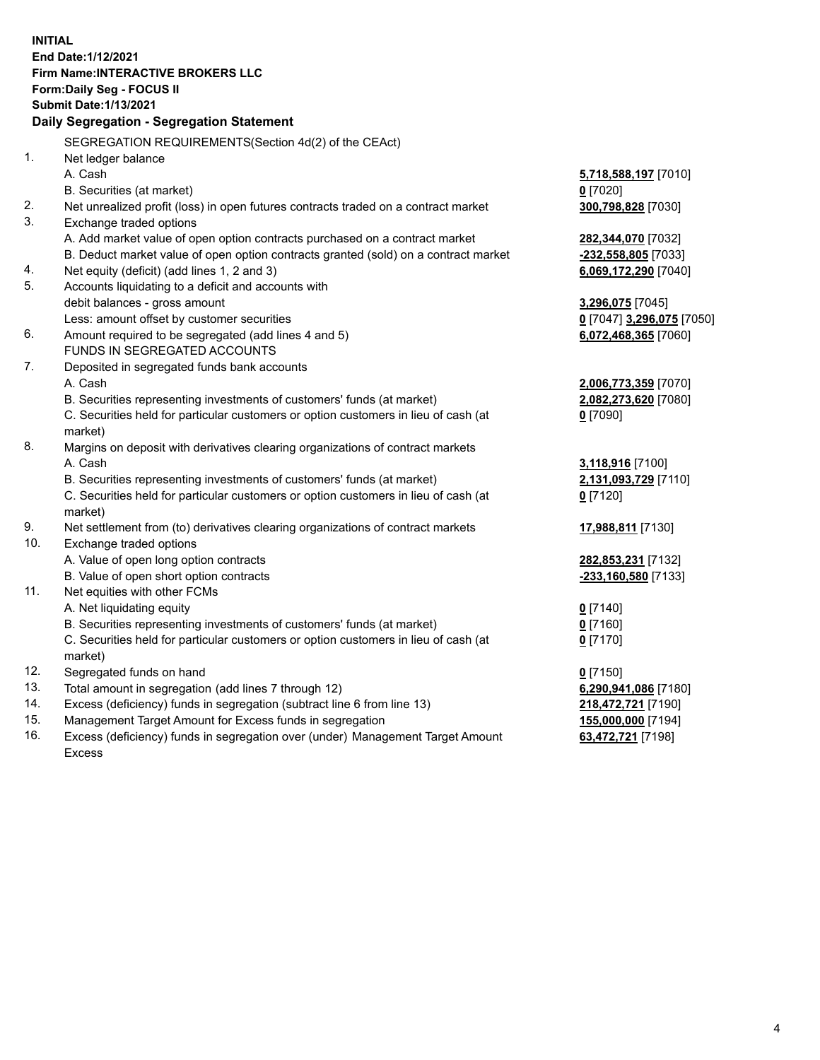**INITIAL**
**End Date:1/12/2021**
**Firm Name:INTERACTIVE BROKERS LLC**
**Form:Daily Seg - FOCUS II**
**Submit Date:1/13/2021**

### Daily Segregation - Segregation Statement

SEGREGATION REQUIREMENTS(Section 4d(2) of the CEAct)

| | | |
|---|---|---|
| 1. | Net ledger balance | |
| | A. Cash | **5,718,588,197** [7010] |
| | B. Securities (at market) | **0** [7020] |
| 2. | Net unrealized profit (loss) in open futures contracts traded on a contract market | **300,798,828** [7030] |
| 3. | Exchange traded options | |
| | A. Add market value of open option contracts purchased on a contract market | **282,344,070** [7032] |
| | B. Deduct market value of open option contracts granted (sold) on a contract market | **-232,558,805** [7033] |
| 4. | Net equity (deficit) (add lines 1, 2 and 3) | **6,069,172,290** [7040] |
| 5. | Accounts liquidating to a deficit and accounts with | |
| | debit balances - gross amount | **3,296,075** [7045] |
| | Less: amount offset by customer securities | **0** [7047] **3,296,075** [7050] |
| 6. | Amount required to be segregated (add lines 4 and 5) | **6,072,468,365** [7060] |
| | FUNDS IN SEGREGATED ACCOUNTS | |
| 7. | Deposited in segregated funds bank accounts | |
| | A. Cash | **2,006,773,359** [7070] |
| | B. Securities representing investments of customers' funds (at market) | **2,082,273,620** [7080] |
| | C. Securities held for particular customers or option customers in lieu of cash (at market) | **0** [7090] |
| 8. | Margins on deposit with derivatives clearing organizations of contract markets | |
| | A. Cash | **3,118,916** [7100] |
| | B. Securities representing investments of customers' funds (at market) | **2,131,093,729** [7110] |
| | C. Securities held for particular customers or option customers in lieu of cash (at market) | **0** [7120] |
| 9. | Net settlement from (to) derivatives clearing organizations of contract markets | **17,988,811** [7130] |
| 10. | Exchange traded options | |
| | A. Value of open long option contracts | **282,853,231** [7132] |
| | B. Value of open short option contracts | **-233,160,580** [7133] |
| 11. | Net equities with other FCMs | |
| | A. Net liquidating equity | **0** [7140] |
| | B. Securities representing investments of customers' funds (at market) | **0** [7160] |
| | C. Securities held for particular customers or option customers in lieu of cash (at market) | **0** [7170] |
| 12. | Segregated funds on hand | **0** [7150] |
| 13. | Total amount in segregation (add lines 7 through 12) | **6,290,941,086** [7180] |
| 14. | Excess (deficiency) funds in segregation (subtract line 6 from line 13) | **218,472,721** [7190] |
| 15. | Management Target Amount for Excess funds in segregation | **155,000,000** [7194] |
| 16. | Excess (deficiency) funds in segregation over (under) Management Target Amount Excess | **63,472,721** [7198] |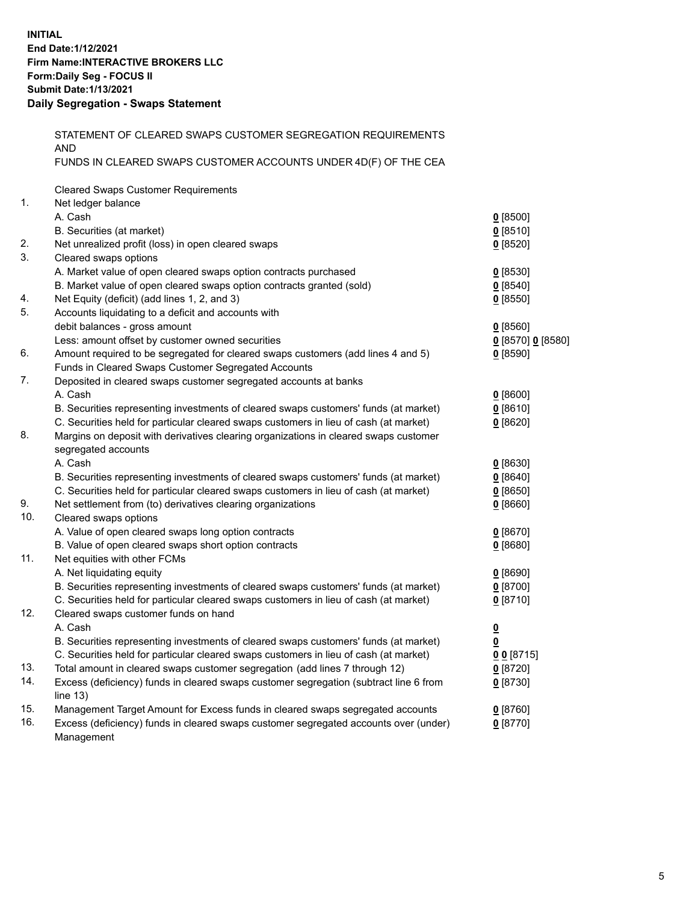**INITIAL**
**End Date:1/12/2021**
**Firm Name:INTERACTIVE BROKERS LLC**
**Form:Daily Seg - FOCUS II**
**Submit Date:1/13/2021**
**Daily Segregation - Swaps Statement**

STATEMENT OF CLEARED SWAPS CUSTOMER SEGREGATION REQUIREMENTS AND FUNDS IN CLEARED SWAPS CUSTOMER ACCOUNTS UNDER 4D(F) OF THE CEA

| | | |
|---|---|---|
| | Cleared Swaps Customer Requirements | |
| 1. | Net ledger balance | |
| | A. Cash | 0 [8500] |
| | B. Securities (at market) | 0 [8510] |
| 2. | Net unrealized profit (loss) in open cleared swaps | 0 [8520] |
| 3. | Cleared swaps options | |
| | A. Market value of open cleared swaps option contracts purchased | 0 [8530] |
| | B. Market value of open cleared swaps option contracts granted (sold) | 0 [8540] |
| 4. | Net Equity (deficit) (add lines 1, 2, and 3) | 0 [8550] |
| 5. | Accounts liquidating to a deficit and accounts with debit balances - gross amount | 0 [8560] |
| | Less: amount offset by customer owned securities | 0 [8570] 0 [8580] |
| 6. | Amount required to be segregated for cleared swaps customers (add lines 4 and 5) | 0 [8590] |
| | Funds in Cleared Swaps Customer Segregated Accounts | |
| 7. | Deposited in cleared swaps customer segregated accounts at banks | |
| | A. Cash | 0 [8600] |
| | B. Securities representing investments of cleared swaps customers' funds (at market) | 0 [8610] |
| | C. Securities held for particular cleared swaps customers in lieu of cash (at market) | 0 [8620] |
| 8. | Margins on deposit with derivatives clearing organizations in cleared swaps customer segregated accounts | |
| | A. Cash | 0 [8630] |
| | B. Securities representing investments of cleared swaps customers' funds (at market) | 0 [8640] |
| | C. Securities held for particular cleared swaps customers in lieu of cash (at market) | 0 [8650] |
| 9. | Net settlement from (to) derivatives clearing organizations | 0 [8660] |
| 10. | Cleared swaps options | |
| | A. Value of open cleared swaps long option contracts | 0 [8670] |
| | B. Value of open cleared swaps short option contracts | 0 [8680] |
| 11. | Net equities with other FCMs | |
| | A. Net liquidating equity | 0 [8690] |
| | B. Securities representing investments of cleared swaps customers' funds (at market) | 0 [8700] |
| | C. Securities held for particular cleared swaps customers in lieu of cash (at market) | 0 [8710] |
| 12. | Cleared swaps customer funds on hand | |
| | A. Cash | 0 |
| | B. Securities representing investments of cleared swaps customers' funds (at market) | 0 |
| | C. Securities held for particular cleared swaps customers in lieu of cash (at market) | 0 0 [8715] |
| 13. | Total amount in cleared swaps customer segregation (add lines 7 through 12) | 0 [8720] |
| 14. | Excess (deficiency) funds in cleared swaps customer segregation (subtract line 6 from line 13) | 0 [8730] |
| 15. | Management Target Amount for Excess funds in cleared swaps segregated accounts | 0 [8760] |
| 16. | Excess (deficiency) funds in cleared swaps customer segregated accounts over (under) Management | 0 [8770] |